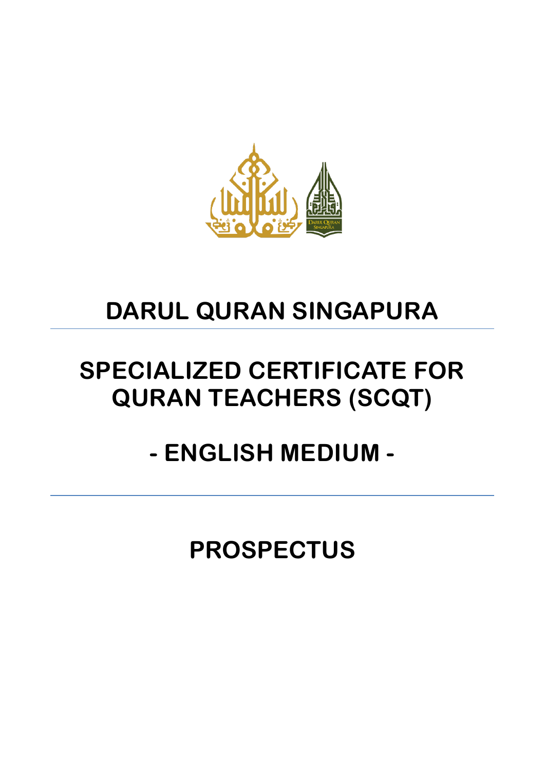# DARUL QURAN SINGAPURA

---

# SPECIALIZED CERTIFICATE FOR QURAN TEACHERS (SCQT)

## - ENGLISH MEDIUM -

---

# PROSPECTUS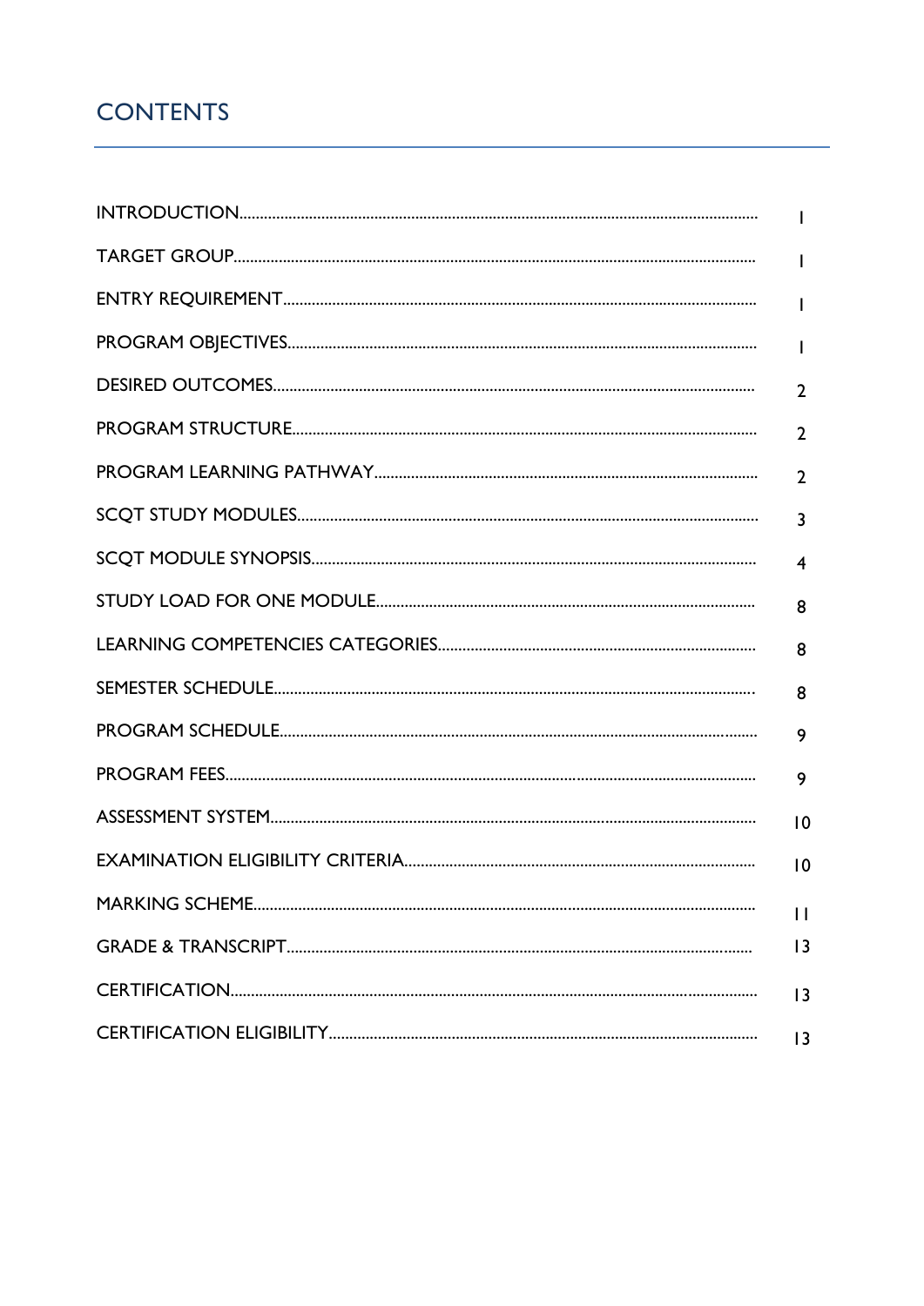## CONTENTS

| | |
|---|---|
| INTRODUCTION | 1 |
| TARGET GROUP | 1 |
| ENTRY REQUIREMENT | 1 |
| PROGRAM OBJECTIVES | 1 |
| DESIRED OUTCOMES | 2 |
| PROGRAM STRUCTURE | 2 |
| PROGRAM LEARNING PATHWAY | 2 |
| SCQT STUDY MODULES | 3 |
| SCQT MODULE SYNOPSIS | 4 |
| STUDY LOAD FOR ONE MODULE | 8 |
| LEARNING COMPETENCIES CATEGORIES | 8 |
| SEMESTER SCHEDULE | 8 |
| PROGRAM SCHEDULE | 9 |
| PROGRAM FEES | 9 |
| ASSESSMENT SYSTEM | 10 |
| EXAMINATION ELIGIBILITY CRITERIA | 10 |
| MARKING SCHEME | 11 |
| GRADE & TRANSCRIPT | 13 |
| CERTIFICATION | 13 |
| CERTIFICATION ELIGIBILITY | 13 |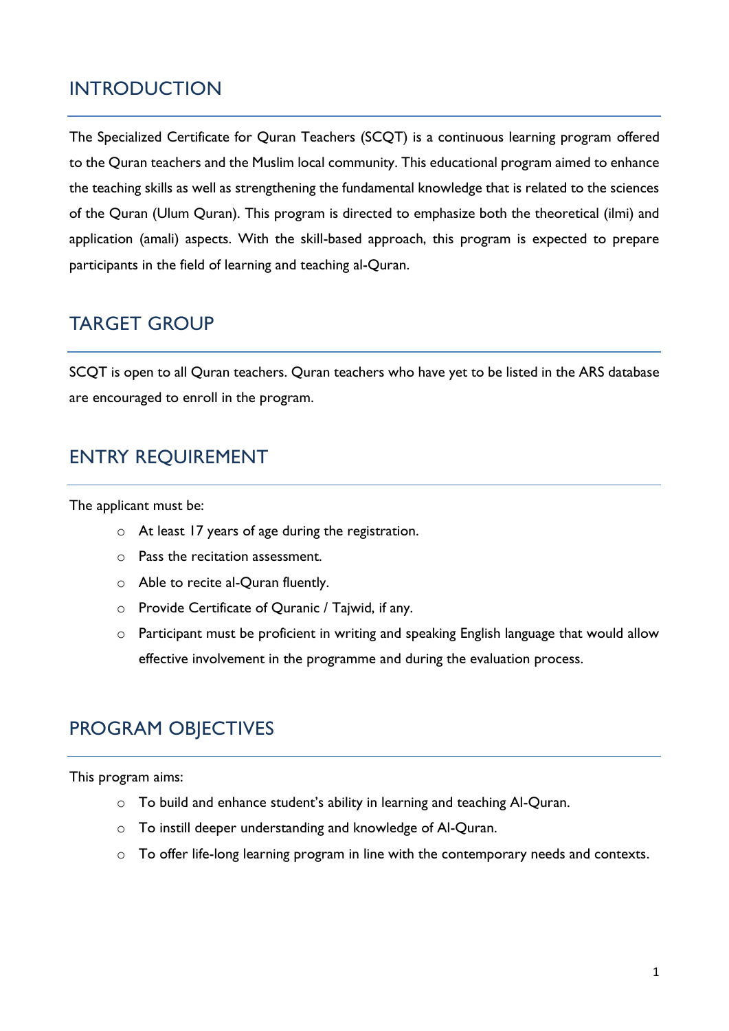## INTRODUCTION

The Specialized Certificate for Quran Teachers (SCQT) is a continuous learning program offered to the Quran teachers and the Muslim local community. This educational program aimed to enhance the teaching skills as well as strengthening the fundamental knowledge that is related to the sciences of the Quran (Ulum Quran). This program is directed to emphasize both the theoretical (ilmi) and application (amali) aspects. With the skill-based approach, this program is expected to prepare participants in the field of learning and teaching al-Quran.

## TARGET GROUP

SCQT is open to all Quran teachers. Quran teachers who have yet to be listed in the ARS database are encouraged to enroll in the program.

## ENTRY REQUIREMENT

The applicant must be:

- At least 17 years of age during the registration.
- Pass the recitation assessment.
- Able to recite al-Quran fluently.
- Provide Certificate of Quranic / Tajwid, if any.
- Participant must be proficient in writing and speaking English language that would allow effective involvement in the programme and during the evaluation process.

## PROGRAM OBJECTIVES

This program aims:

- To build and enhance student's ability in learning and teaching Al-Quran.
- To instill deeper understanding and knowledge of Al-Quran.
- To offer life-long learning program in line with the contemporary needs and contexts.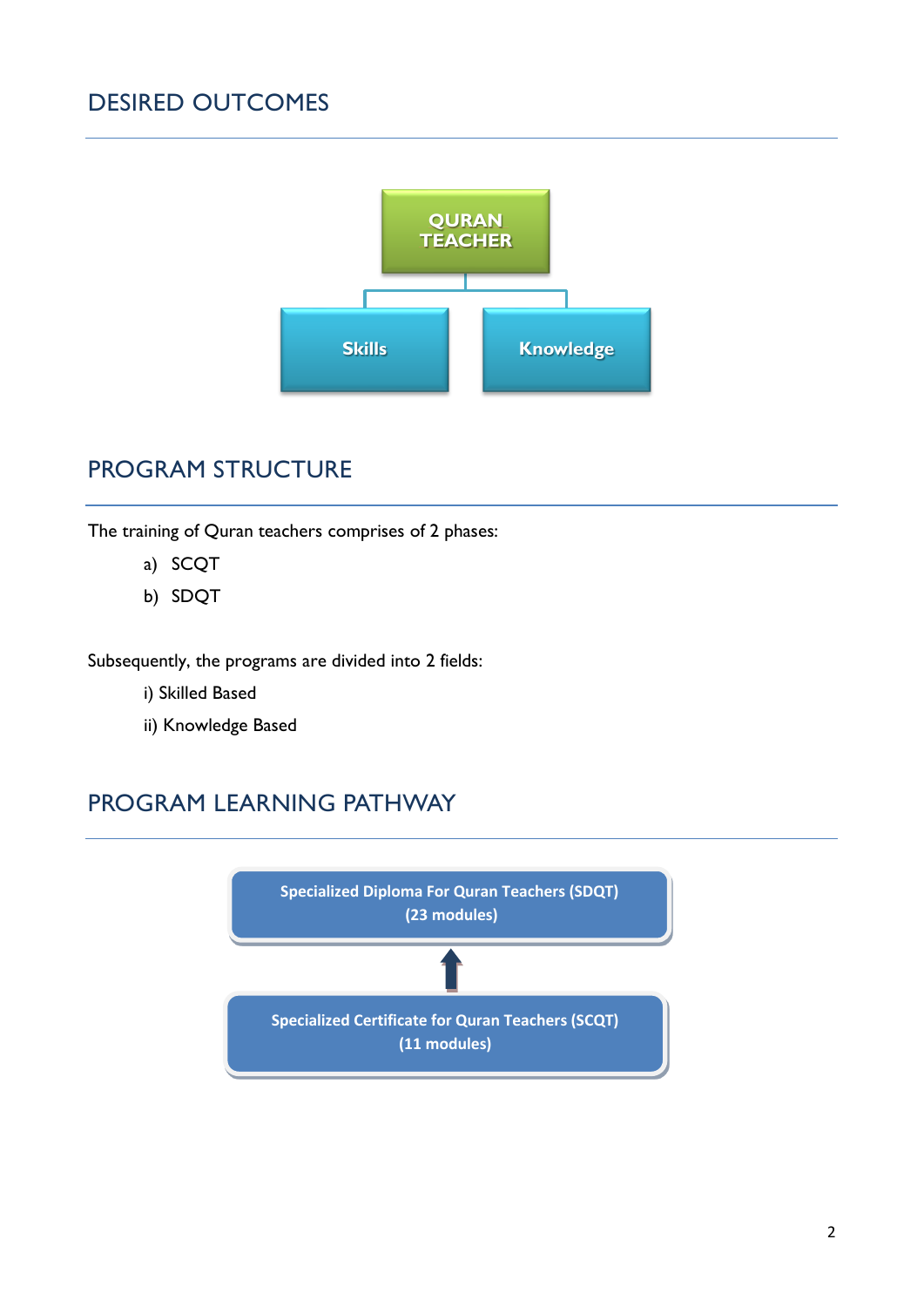## DESIRED OUTCOMES

QURAN TEACHER

Skills

Knowledge

## PROGRAM STRUCTURE

The training of Quran teachers comprises of 2 phases:

a) SCQT
b) SDQT

Subsequently, the programs are divided into 2 fields:

i) Skilled Based
ii) Knowledge Based

## PROGRAM LEARNING PATHWAY

**Specialized Diploma For Quran Teachers (SDQT)**
**(23 modules)**

↑

**Specialized Certificate for Quran Teachers (SCQT)**
**(11 modules)**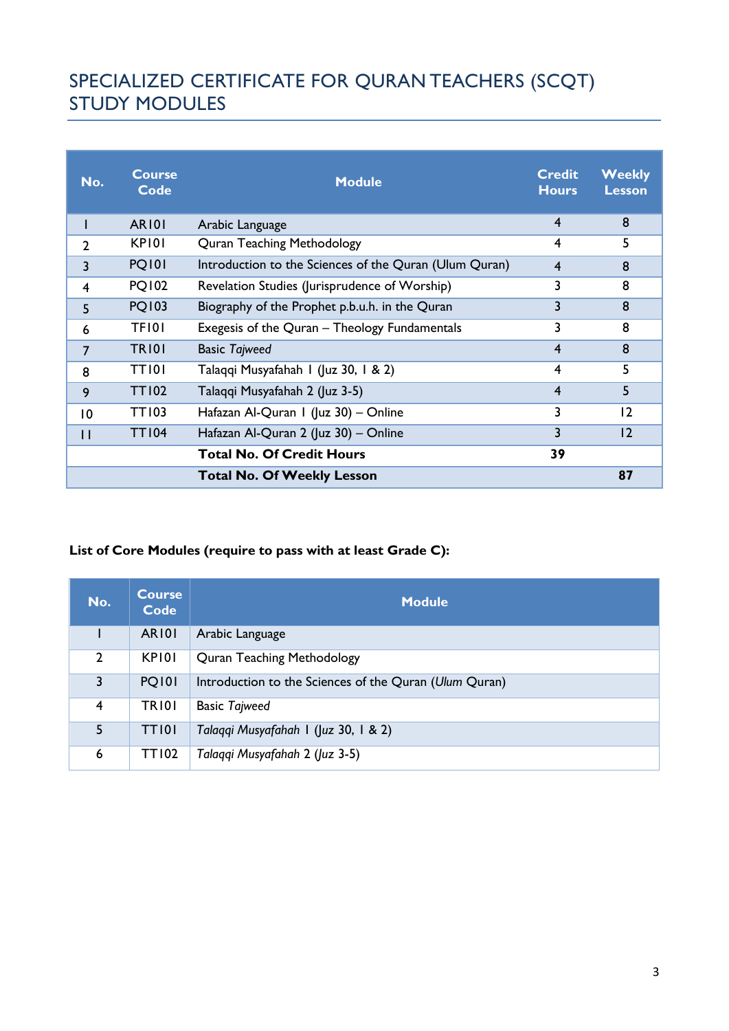# SPECIALIZED CERTIFICATE FOR QURAN TEACHERS (SCQT) STUDY MODULES

| No. | Course Code | Module | Credit Hours | Weekly Lesson |
|---|---|---|---|---|
| 1 | AR101 | Arabic Language | 4 | 8 |
| 2 | KP101 | Quran Teaching Methodology | 4 | 5 |
| 3 | PQ101 | Introduction to the Sciences of the Quran (Ulum Quran) | 4 | 8 |
| 4 | PQ102 | Revelation Studies (Jurisprudence of Worship) | 3 | 8 |
| 5 | PQ103 | Biography of the Prophet p.b.u.h. in the Quran | 3 | 8 |
| 6 | TF101 | Exegesis of the Quran – Theology Fundamentals | 3 | 8 |
| 7 | TR101 | Basic *Tajweed* | 4 | 8 |
| 8 | TT101 | Talaqqi Musyafahah 1 (Juz 30, 1 & 2) | 4 | 5 |
| 9 | TT102 | Talaqqi Musyafahah 2 (Juz 3-5) | 4 | 5 |
| 10 | TT103 | Hafazan Al-Quran 1 (Juz 30) – Online | 3 | 12 |
| 11 | TT104 | Hafazan Al-Quran 2 (Juz 30) – Online | 3 | 12 |
| | | **Total No. Of Credit Hours** | **39** | |
| | | **Total No. Of Weekly Lesson** | | **87** |

**List of Core Modules (require to pass with at least Grade C):**

| No. | Course Code | Module |
|---|---|---|
| 1 | AR101 | Arabic Language |
| 2 | KP101 | Quran Teaching Methodology |
| 3 | PQ101 | Introduction to the Sciences of the Quran (*Ulum* Quran) |
| 4 | TR101 | Basic *Tajweed* |
| 5 | TT101 | *Talaqqi Musyafahah* 1 (Juz 30, 1 & 2) |
| 6 | TT102 | *Talaqqi Musyafahah* 2 (Juz 3-5) |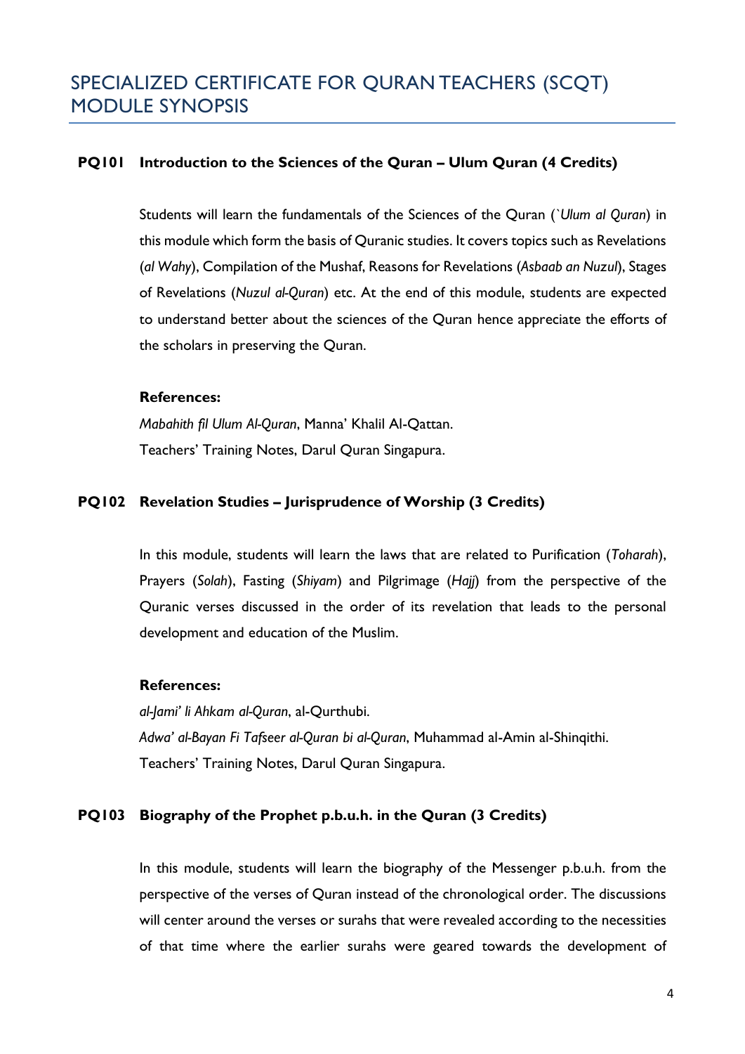## SPECIALIZED CERTIFICATE FOR QURAN TEACHERS (SCQT) MODULE SYNOPSIS

### PQ101 Introduction to the Sciences of the Quran – Ulum Quran (4 Credits)

Students will learn the fundamentals of the Sciences of the Quran (*`Ulum al Quran*) in this module which form the basis of Quranic studies. It covers topics such as Revelations (*al Wahy*), Compilation of the Mushaf, Reasons for Revelations (*Asbaab an Nuzul*), Stages of Revelations (*Nuzul al-Quran*) etc. At the end of this module, students are expected to understand better about the sciences of the Quran hence appreciate the efforts of the scholars in preserving the Quran.

**References:**

*Mabahith fil Ulum Al-Quran*, Manna' Khalil Al-Qattan.
Teachers' Training Notes, Darul Quran Singapura.

### PQ102 Revelation Studies – Jurisprudence of Worship (3 Credits)

In this module, students will learn the laws that are related to Purification (*Toharah*), Prayers (*Solah*), Fasting (*Shiyam*) and Pilgrimage (*Hajj*) from the perspective of the Quranic verses discussed in the order of its revelation that leads to the personal development and education of the Muslim.

**References:**

*al-Jami' li Ahkam al-Quran*, al-Qurthubi.
*Adwa' al-Bayan Fi Tafseer al-Quran bi al-Quran*, Muhammad al-Amin al-Shinqithi.
Teachers' Training Notes, Darul Quran Singapura.

### PQ103 Biography of the Prophet p.b.u.h. in the Quran (3 Credits)

In this module, students will learn the biography of the Messenger p.b.u.h. from the perspective of the verses of Quran instead of the chronological order. The discussions will center around the verses or surahs that were revealed according to the necessities of that time where the earlier surahs were geared towards the development of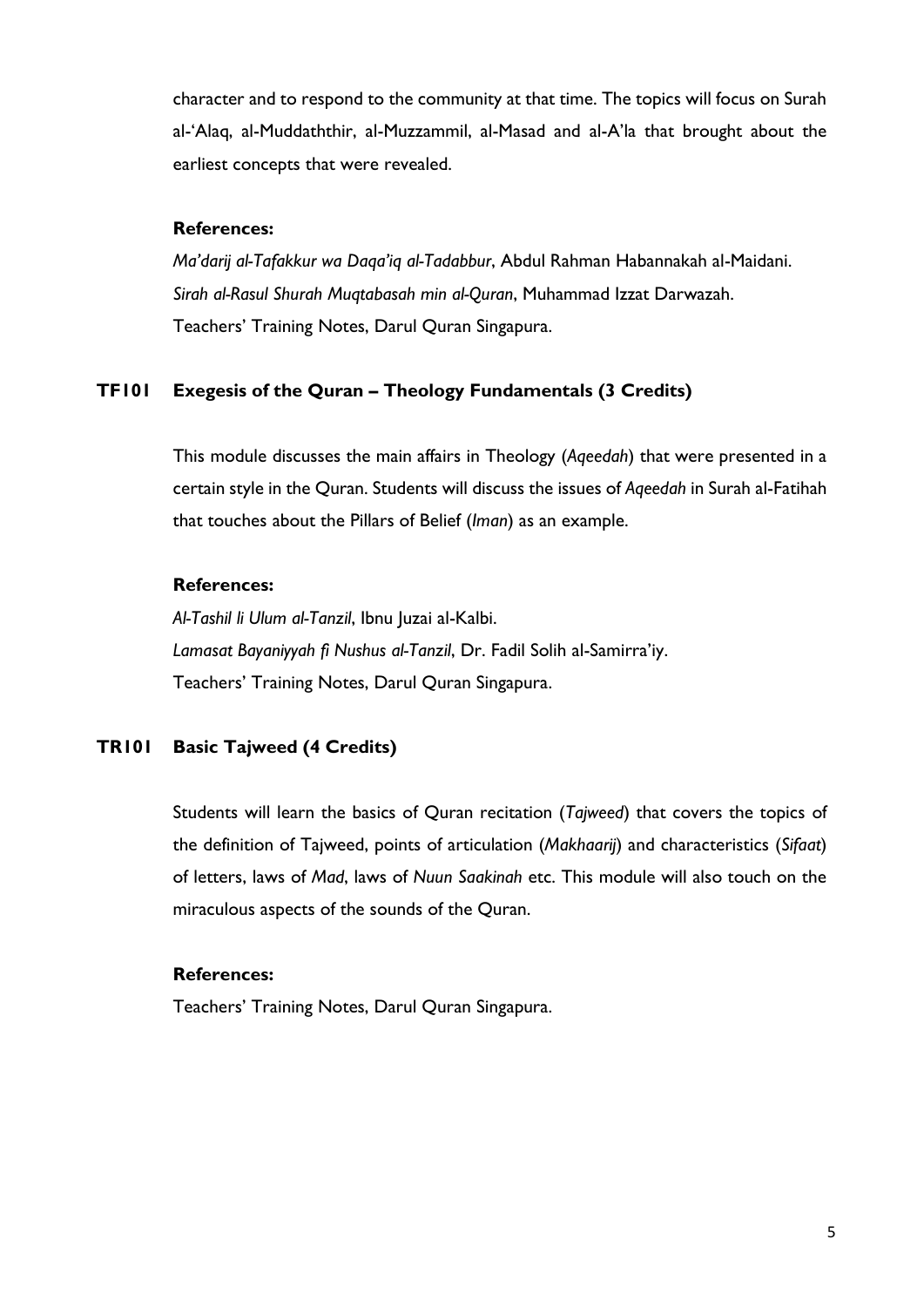character and to respond to the community at that time. The topics will focus on Surah al-‘Alaq, al-Muddaththir, al-Muzzammil, al-Masad and al-A’la that brought about the earliest concepts that were revealed.

**References:**

*Ma’darij al-Tafakkur wa Daqa’iq al-Tadabbur*, Abdul Rahman Habannakah al-Maidani.
*Sirah al-Rasul Shurah Muqtabasah min al-Quran*, Muhammad Izzat Darwazah.
Teachers’ Training Notes, Darul Quran Singapura.

### TF101 Exegesis of the Quran – Theology Fundamentals (3 Credits)

This module discusses the main affairs in Theology (*Aqeedah*) that were presented in a certain style in the Quran. Students will discuss the issues of *Aqeedah* in Surah al-Fatihah that touches about the Pillars of Belief (*Iman*) as an example.

**References:**

*Al-Tashil li Ulum al-Tanzil*, Ibnu Juzai al-Kalbi.
*Lamasat Bayaniyyah fi Nushus al-Tanzil*, Dr. Fadil Solih al-Samirra’iy.
Teachers’ Training Notes, Darul Quran Singapura.

### TR101 Basic Tajweed (4 Credits)

Students will learn the basics of Quran recitation (*Tajweed*) that covers the topics of the definition of Tajweed, points of articulation (*Makhaarij*) and characteristics (*Sifaat*) of letters, laws of *Mad*, laws of *Nuun Saakinah* etc. This module will also touch on the miraculous aspects of the sounds of the Quran.

**References:**

Teachers’ Training Notes, Darul Quran Singapura.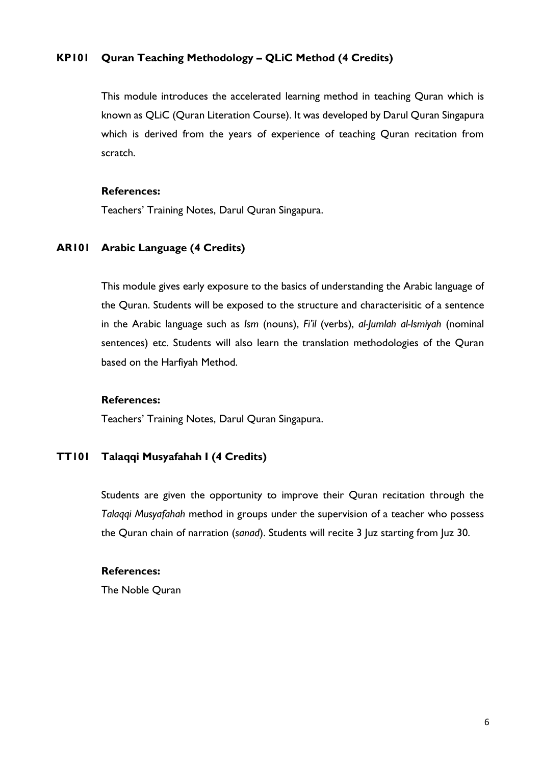### KP101 Quran Teaching Methodology – QLiC Method (4 Credits)

This module introduces the accelerated learning method in teaching Quran which is known as QLiC (Quran Literation Course). It was developed by Darul Quran Singapura which is derived from the years of experience of teaching Quran recitation from scratch.

**References:**

Teachers' Training Notes, Darul Quran Singapura.

### AR101 Arabic Language (4 Credits)

This module gives early exposure to the basics of understanding the Arabic language of the Quran. Students will be exposed to the structure and characterisitic of a sentence in the Arabic language such as *Ism* (nouns), *Fi'il* (verbs), *al-Jumlah al-Ismiyah* (nominal sentences) etc. Students will also learn the translation methodologies of the Quran based on the Harfiyah Method.

**References:**

Teachers' Training Notes, Darul Quran Singapura.

### TT101 Talaqqi Musyafahah I (4 Credits)

Students are given the opportunity to improve their Quran recitation through the *Talaqqi Musyafahah* method in groups under the supervision of a teacher who possess the Quran chain of narration (*sanad*). Students will recite 3 Juz starting from Juz 30.

**References:**

The Noble Quran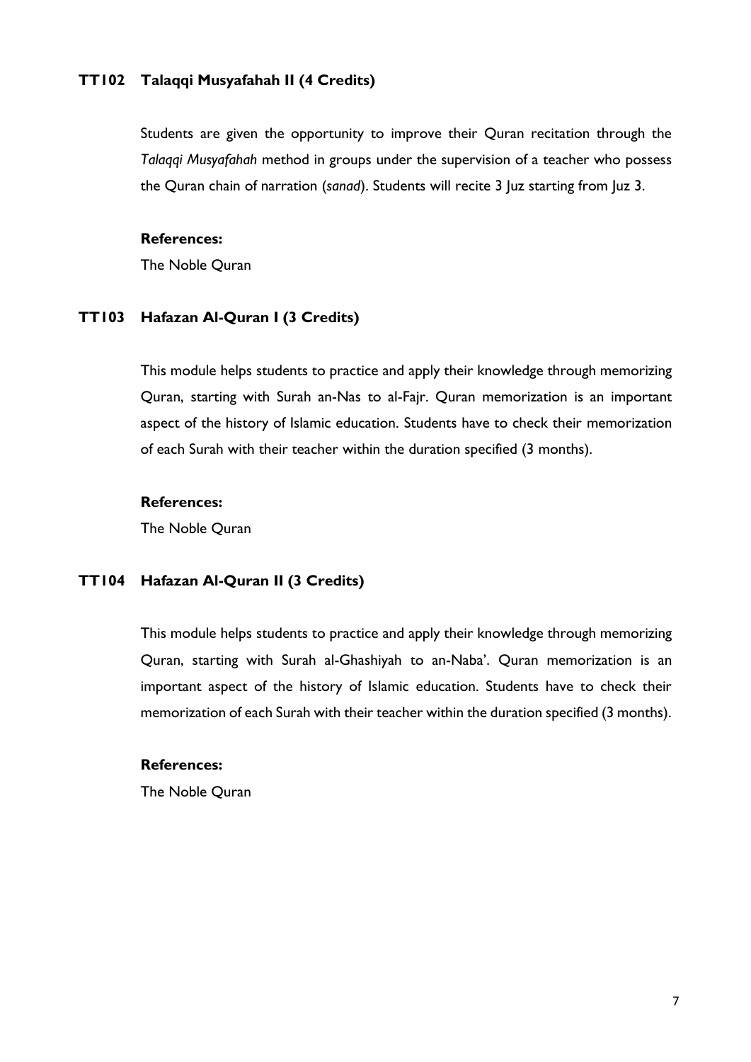### TT102 Talaqqi Musyafahah II (4 Credits)

Students are given the opportunity to improve their Quran recitation through the *Talaqqi Musyafahah* method in groups under the supervision of a teacher who possess the Quran chain of narration (*sanad*). Students will recite 3 Juz starting from Juz 3.

**References:**

The Noble Quran

### TT103 Hafazan Al-Quran I (3 Credits)

This module helps students to practice and apply their knowledge through memorizing Quran, starting with Surah an-Nas to al-Fajr. Quran memorization is an important aspect of the history of Islamic education. Students have to check their memorization of each Surah with their teacher within the duration specified (3 months).

**References:**

The Noble Quran

### TT104 Hafazan Al-Quran II (3 Credits)

This module helps students to practice and apply their knowledge through memorizing Quran, starting with Surah al-Ghashiyah to an-Naba'. Quran memorization is an important aspect of the history of Islamic education. Students have to check their memorization of each Surah with their teacher within the duration specified (3 months).

**References:**

The Noble Quran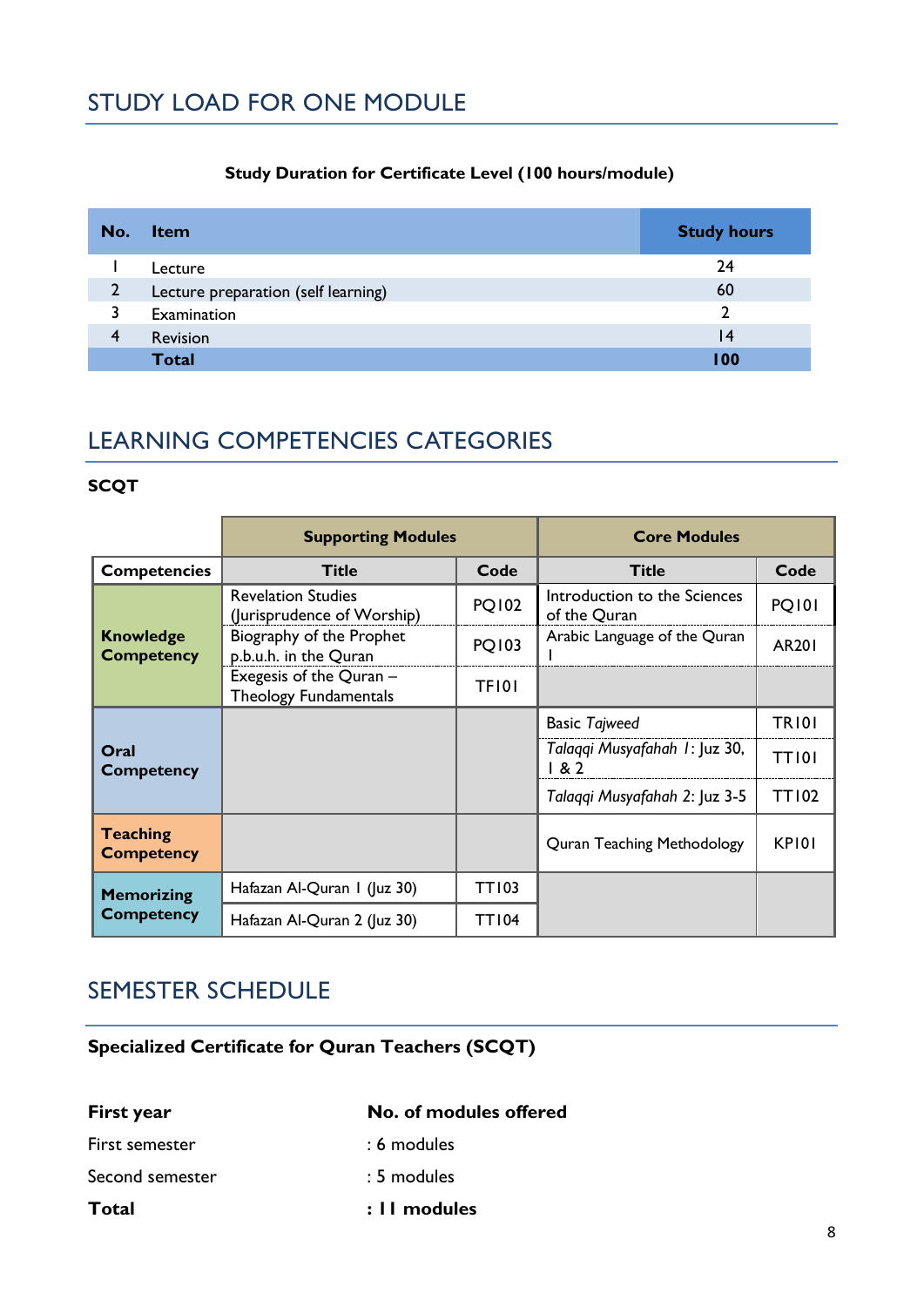## STUDY LOAD FOR ONE MODULE

**Study Duration for Certificate Level (100 hours/module)**

| No. | Item | Study hours |
|---|---|---|
| 1 | Lecture | 24 |
| 2 | Lecture preparation (self learning) | 60 |
| 3 | Examination | 2 |
| 4 | Revision | 14 |
| | **Total** | **100** |

## LEARNING COMPETENCIES CATEGORIES

**SCQT**

| | **Supporting Modules** | | **Core Modules** | |
|---|---|---|---|---|
| **Competencies** | **Title** | **Code** | **Title** | **Code** |
| **Knowledge Competency** | Revelation Studies (Jurisprudence of Worship) | PQ102 | Introduction to the Sciences of the Quran | PQ101 |
| | Biography of the Prophet p.b.u.h. in the Quran | PQ103 | Arabic Language of the Quran 1 | AR201 |
| | Exegesis of the Quran – Theology Fundamentals | TF101 | | |
| **Oral Competency** | | | Basic *Tajweed* | TR101 |
| | | | *Talaqqi Musyafahah 1*: Juz 30, 1 & 2 | TT101 |
| | | | *Talaqqi Musyafahah 2*: Juz 3-5 | TT102 |
| **Teaching Competency** | | | Quran Teaching Methodology | KP101 |
| **Memorizing Competency** | Hafazan Al-Quran 1 (Juz 30) | TT103 | | |
| | Hafazan Al-Quran 2 (Juz 30) | TT104 | | |

## SEMESTER SCHEDULE

**Specialized Certificate for Quran Teachers (SCQT)**

| **First year** | **No. of modules offered** |
|---|---|
| First semester | : 6 modules |
| Second semester | : 5 modules |
| **Total** | **: 11 modules** |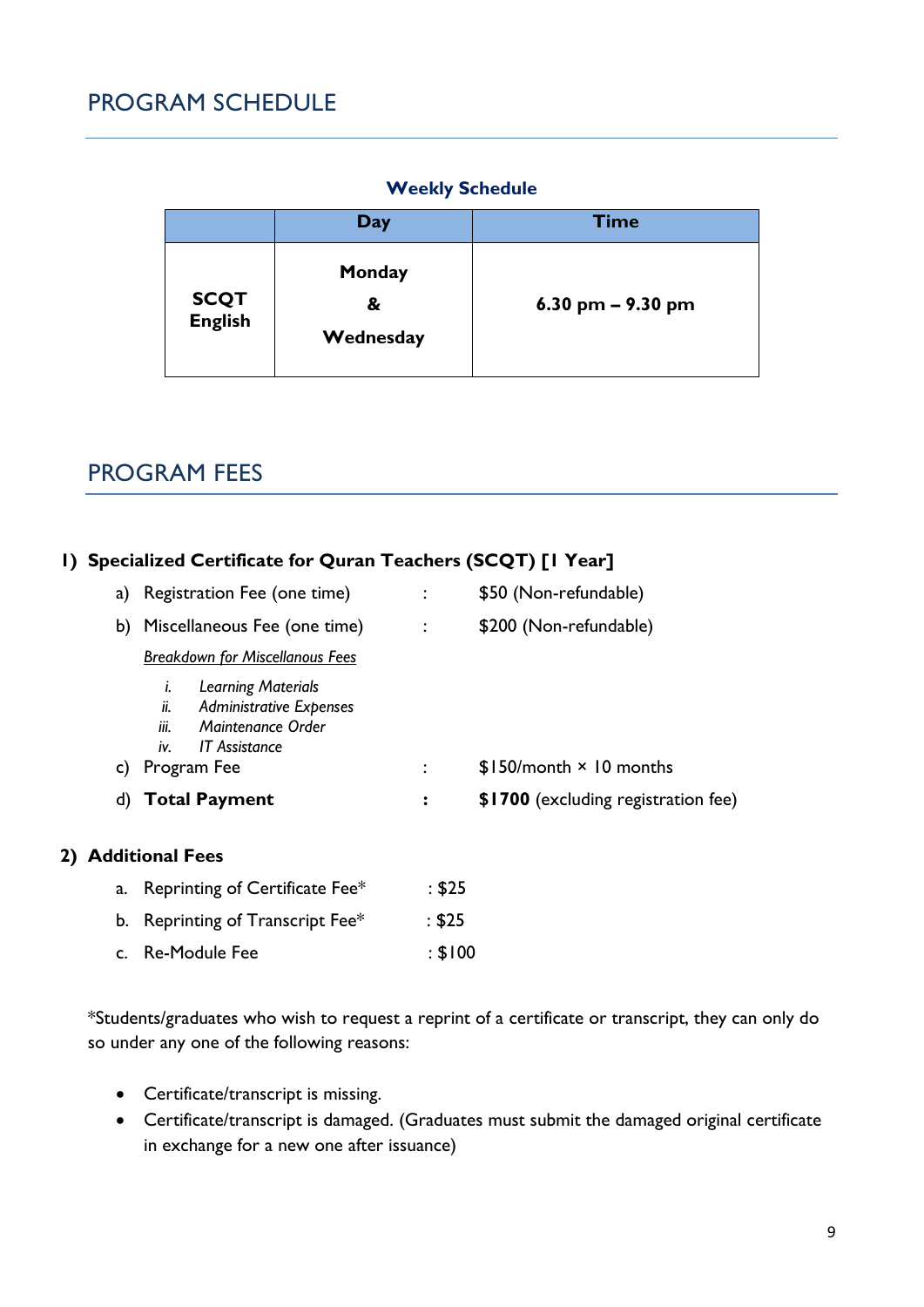## PROGRAM SCHEDULE

**Weekly Schedule**

| | Day | Time |
|---|---|---|
| **SCQT English** | **Monday & Wednesday** | **6.30 pm – 9.30 pm** |

## PROGRAM FEES

**1) Specialized Certificate for Quran Teachers (SCQT) [1 Year]**

a) Registration Fee (one time) : $50 (Non-refundable)

b) Miscellaneous Fee (one time) : $200 (Non-refundable)

*<u>Breakdown for Miscellanous Fees</u>*

  i. *Learning Materials*
  ii. *Administrative Expenses*
  iii. *Maintenance Order*
  iv. *IT Assistance*

c) Program Fee : $150/month × 10 months

d) **Total Payment** **:** **$1700** (excluding registration fee)

**2) Additional Fees**

a. Reprinting of Certificate Fee* : $25

b. Reprinting of Transcript Fee* : $25

c. Re-Module Fee : $100

*Students/graduates who wish to request a reprint of a certificate or transcript, they can only do so under any one of the following reasons:

- Certificate/transcript is missing.
- Certificate/transcript is damaged. (Graduates must submit the damaged original certificate in exchange for a new one after issuance)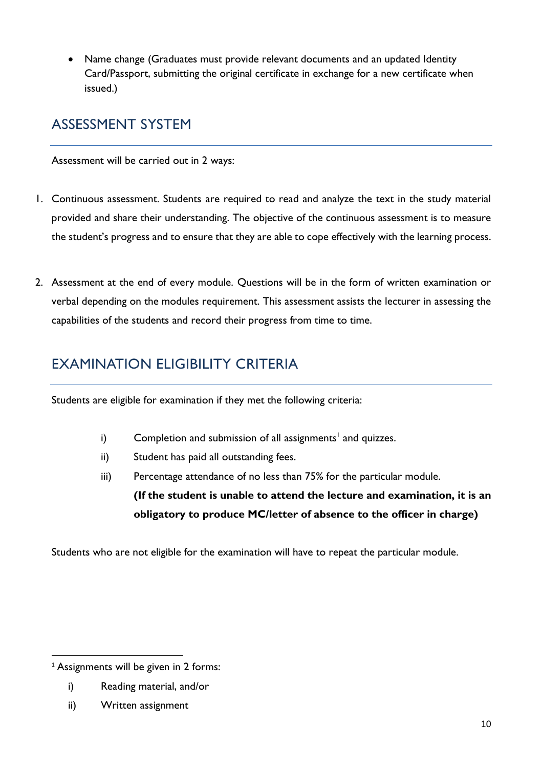- Name change (Graduates must provide relevant documents and an updated Identity Card/Passport, submitting the original certificate in exchange for a new certificate when issued.)

## ASSESSMENT SYSTEM

Assessment will be carried out in 2 ways:

1. Continuous assessment. Students are required to read and analyze the text in the study material provided and share their understanding. The objective of the continuous assessment is to measure the student's progress and to ensure that they are able to cope effectively with the learning process.

2. Assessment at the end of every module. Questions will be in the form of written examination or verbal depending on the modules requirement. This assessment assists the lecturer in assessing the capabilities of the students and record their progress from time to time.

## EXAMINATION ELIGIBILITY CRITERIA

Students are eligible for examination if they met the following criteria:

i) Completion and submission of all assignments[1] and quizzes.

ii) Student has paid all outstanding fees.

iii) Percentage attendance of no less than 75% for the particular module.
**(If the student is unable to attend the lecture and examination, it is an obligatory to produce MC/letter of absence to the officer in charge)**

Students who are not eligible for the examination will have to repeat the particular module.

---

[1] Assignments will be given in 2 forms:

i) Reading material, and/or

ii) Written assignment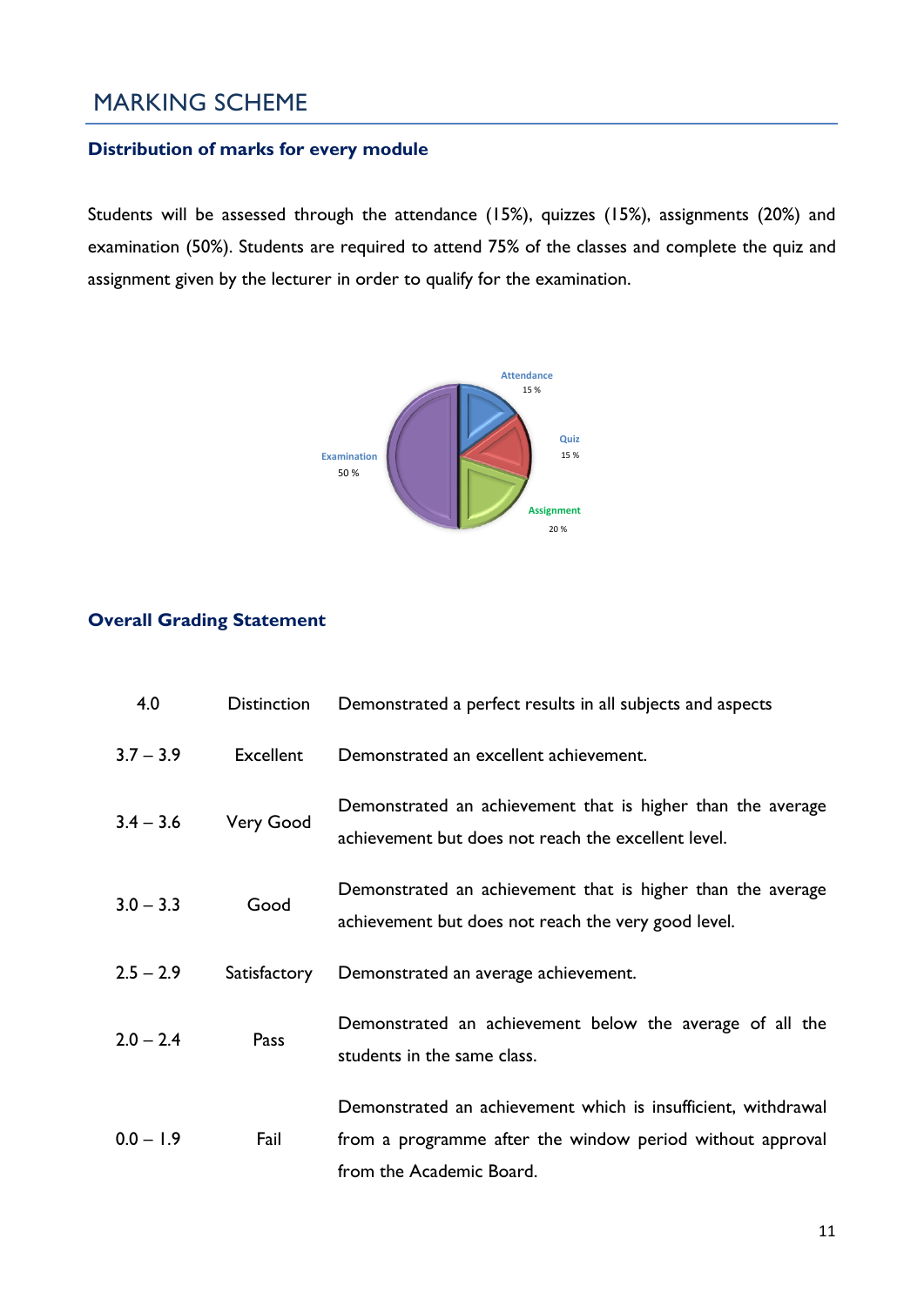# MARKING SCHEME

### Distribution of marks for every module

Students will be assessed through the attendance (15%), quizzes (15%), assignments (20%) and examination (50%). Students are required to attend 75% of the classes and complete the quiz and assignment given by the lecturer in order to qualify for the examination.

Attendance 15 %

Quiz 15 %

Assignment 20 %

Examination 50 %

### Overall Grading Statement

| | | |
|---|---|---|
| 4.0 | Distinction | Demonstrated a perfect results in all subjects and aspects |
| 3.7 – 3.9 | Excellent | Demonstrated an excellent achievement. |
| 3.4 – 3.6 | Very Good | Demonstrated an achievement that is higher than the average achievement but does not reach the excellent level. |
| 3.0 – 3.3 | Good | Demonstrated an achievement that is higher than the average achievement but does not reach the very good level. |
| 2.5 – 2.9 | Satisfactory | Demonstrated an average achievement. |
| 2.0 – 2.4 | Pass | Demonstrated an achievement below the average of all the students in the same class. |
| 0.0 – 1.9 | Fail | Demonstrated an achievement which is insufficient, withdrawal from a programme after the window period without approval from the Academic Board. |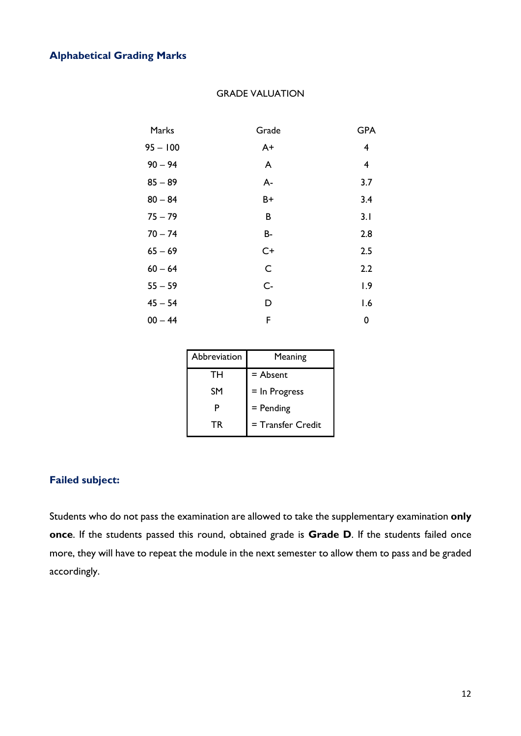## Alphabetical Grading Marks

GRADE VALUATION

| Marks | Grade | GPA |
|---|---|---|
| 95 – 100 | A+ | 4 |
| 90 – 94 | A | 4 |
| 85 – 89 | A- | 3.7 |
| 80 – 84 | B+ | 3.4 |
| 75 – 79 | B | 3.1 |
| 70 – 74 | B- | 2.8 |
| 65 – 69 | C+ | 2.5 |
| 60 – 64 | C | 2.2 |
| 55 – 59 | C- | 1.9 |
| 45 – 54 | D | 1.6 |
| 00 – 44 | F | 0 |

| Abbreviation | Meaning |
|---|---|
| TH | = Absent |
| SM | = In Progress |
| P | = Pending |
| TR | = Transfer Credit |

## Failed subject:

Students who do not pass the examination are allowed to take the supplementary examination **only once**. If the students passed this round, obtained grade is **Grade D**. If the students failed once more, they will have to repeat the module in the next semester to allow them to pass and be graded accordingly.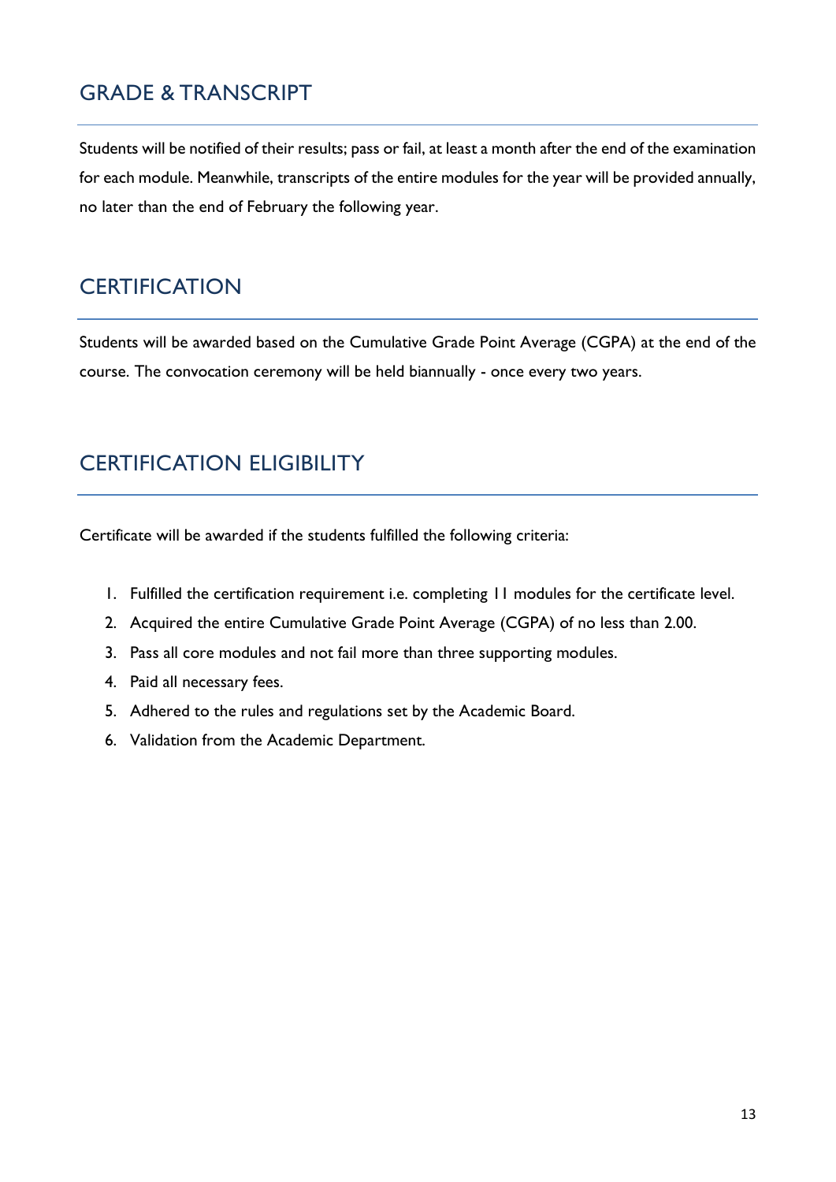## GRADE & TRANSCRIPT

Students will be notified of their results; pass or fail, at least a month after the end of the examination for each module. Meanwhile, transcripts of the entire modules for the year will be provided annually, no later than the end of February the following year.

## CERTIFICATION

Students will be awarded based on the Cumulative Grade Point Average (CGPA) at the end of the course. The convocation ceremony will be held biannually - once every two years.

## CERTIFICATION ELIGIBILITY

Certificate will be awarded if the students fulfilled the following criteria:

1. Fulfilled the certification requirement i.e. completing 11 modules for the certificate level.
2. Acquired the entire Cumulative Grade Point Average (CGPA) of no less than 2.00.
3. Pass all core modules and not fail more than three supporting modules.
4. Paid all necessary fees.
5. Adhered to the rules and regulations set by the Academic Board.
6. Validation from the Academic Department.